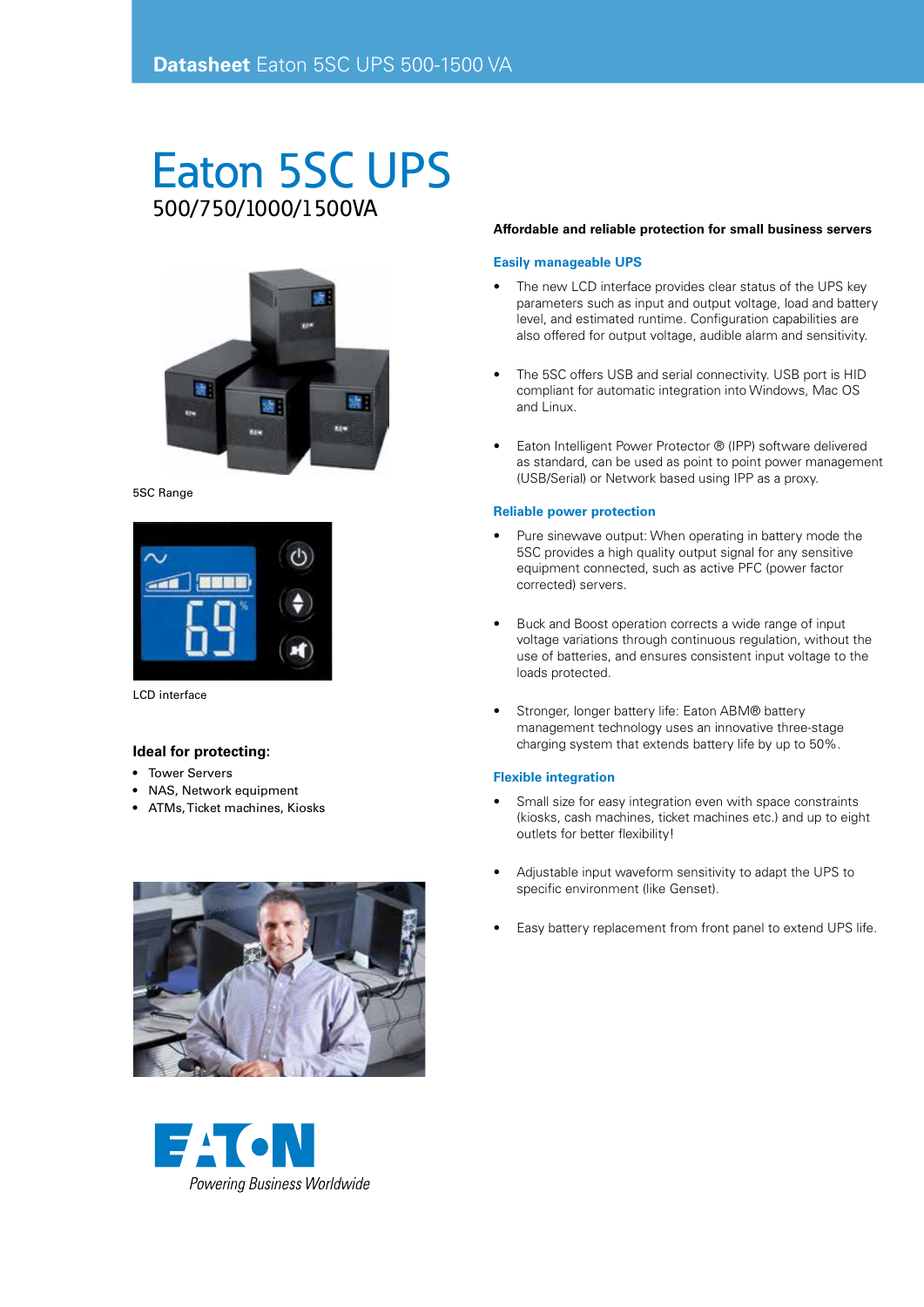# Eaton 5SC UPS

500/750/1000/1500VA

5SC Range

LCD interface

### Ideal for protecting:

- Tower Servers
- NAS, Network equipment
- ATMs, Ticket machines, Kiosks

Powering Business Worldwide

**Affordable and reliable protection for small business servers**

### Easily manageable UPS

- The new LCD interface provides clear status of the UPS key parameters such as input and output voltage, load and battery level, and estimated runtime. Configuration capabilities are also offered for output voltage, audible alarm and sensitivity.
- The 5SC offers USB and serial connectivity. USB port is HID compliant for automatic integration into Windows, Mac OS and Linux.
- Eaton Intelligent Power Protector ® (IPP) software delivered as standard, can be used as point to point power management (USB/Serial) or Network based using IPP as a proxy.

### Reliable power protection

- Pure sinewave output: When operating in battery mode the 5SC provides a high quality output signal for any sensitive equipment connected, such as active PFC (power factor corrected) servers.
- Buck and Boost operation corrects a wide range of input voltage variations through continuous regulation, without the use of batteries, and ensures consistent input voltage to the loads protected.
- Stronger, longer battery life: Eaton ABM® battery management technology uses an innovative three-stage charging system that extends battery life by up to 50%.

### Flexible integration

- Small size for easy integration even with space constraints (kiosks, cash machines, ticket machines etc.) and up to eight outlets for better flexibility!
- Adjustable input waveform sensitivity to adapt the UPS to specific environment (like Genset).
- Easy battery replacement from front panel to extend UPS life.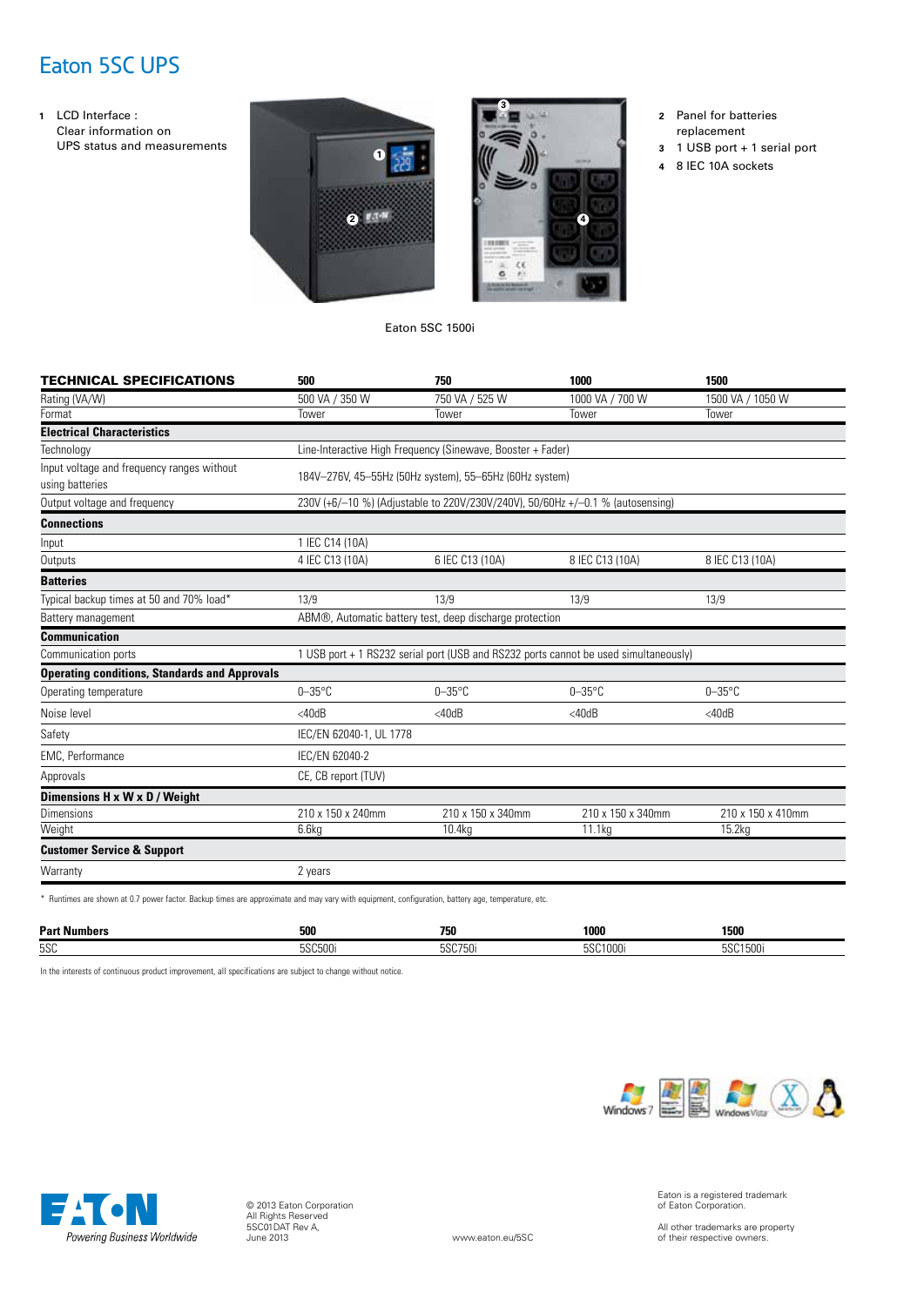# Eaton 5SC UPS

1. LCD Interface : Clear information on UPS status and measurements
2. Panel for batteries replacement
3. 1 USB port + 1 serial port
4. 8 IEC 10A sockets

Eaton 5SC 1500i

| TECHNICAL SPECIFICATIONS | 500 | 750 | 1000 | 1500 |
|---|---|---|---|---|
| Rating (VA/W) | 500 VA / 350 W | 750 VA / 525 W | 1000 VA / 700 W | 1500 VA / 1050 W |
| Format | Tower | Tower | Tower | Tower |
| **Electrical Characteristics** | | | | |
| Technology | Line-Interactive High Frequency (Sinewave, Booster + Fader) | | | |
| Input voltage and frequency ranges without using batteries | 184V–276V, 45–55Hz (50Hz system), 55–65Hz (60Hz system) | | | |
| Output voltage and frequency | 230V (+6/–10 %) (Adjustable to 220V/230V/240V), 50/60Hz +/–0.1 % (autosensing) | | | |
| **Connections** | | | | |
| Input | 1 IEC C14 (10A) | | | |
| Outputs | 4 IEC C13 (10A) | 6 IEC C13 (10A) | 8 IEC C13 (10A) | 8 IEC C13 (10A) |
| **Batteries** | | | | |
| Typical backup times at 50 and 70% load* | 13/9 | 13/9 | 13/9 | 13/9 |
| Battery management | ABM®, Automatic battery test, deep discharge protection | | | |
| **Communication** | | | | |
| Communication ports | 1 USB port + 1 RS232 serial port (USB and RS232 ports cannot be used simultaneously) | | | |
| **Operating conditions, Standards and Approvals** | | | | |
| Operating temperature | 0–35°C | 0–35°C | 0–35°C | 0–35°C |
| Noise level | <40dB | <40dB | <40dB | <40dB |
| Safety | IEC/EN 62040-1, UL 1778 | | | |
| EMC, Performance | IEC/EN 62040-2 | | | |
| Approvals | CE, CB report (TUV) | | | |
| **Dimensions H x W x D / Weight** | | | | |
| Dimensions | 210 x 150 x 240mm | 210 x 150 x 340mm | 210 x 150 x 340mm | 210 x 150 x 410mm |
| Weight | 6.6kg | 10.4kg | 11.1kg | 15.2kg |
| **Customer Service & Support** | | | | |
| Warranty | 2 years | | | |

\* Runtimes are shown at 0.7 power factor. Backup times are approximate and may vary with equipment, configuration, battery age, temperature, etc.

| Part Numbers | 500 | 750 | 1000 | 1500 |
|---|---|---|---|---|
| 5SC | 5SC500i | 5SC750i | 5SC1000i | 5SC1500i |

In the interests of continuous product improvement, all specifications are subject to change without notice.

Powering Business Worldwide

© 2013 Eaton Corporation
All Rights Reserved
5SC01DAT Rev A,
June 2013

www.eaton.eu/5SC

Eaton is a registered trademark of Eaton Corporation.

All other trademarks are property of their respective owners.